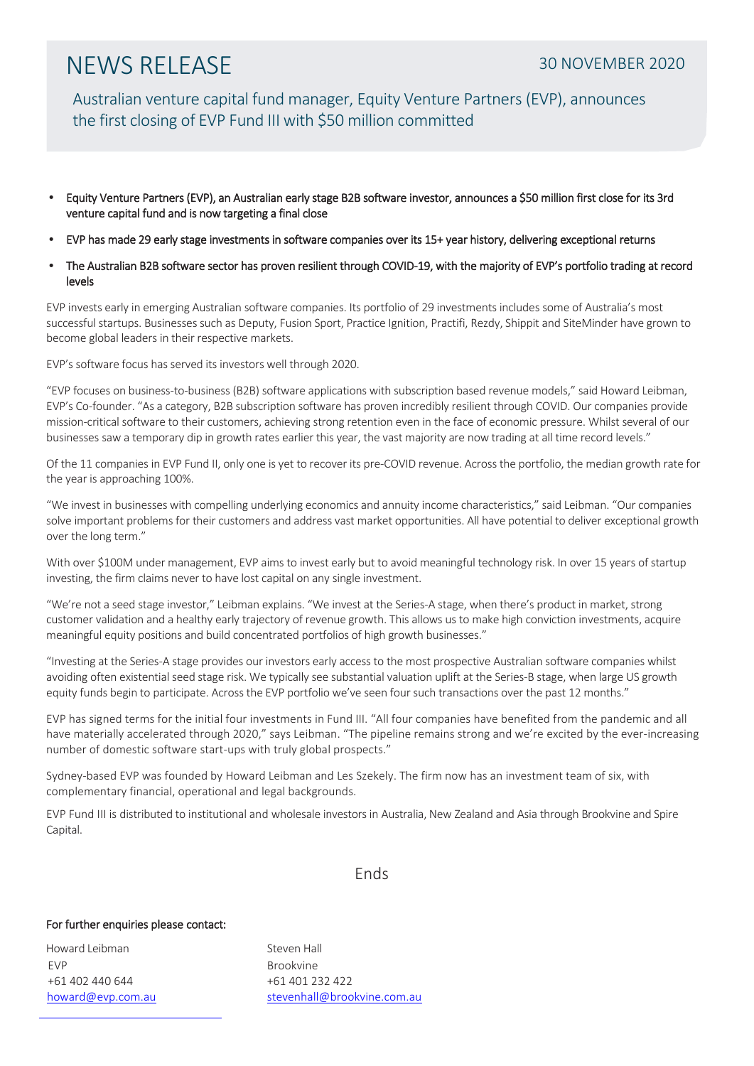# NEWS RELEASE

30 NOVEMBER 2020

## Australian venture capital fund manager, Equity Venture Partners (EVP), announces the first closing of EVP Fund III with $50 million committed

- Equity Venture Partners (EVP), an Australian early stage B2B software investor, announces a $50 million first close for its 3rd venture capital fund and is now targeting a final close
- EVP has made 29 early stage investments in software companies over its 15+ year history, delivering exceptional returns
- The Australian B2B software sector has proven resilient through COVID-19, with the majority of EVP's portfolio trading at record levels

EVP invests early in emerging Australian software companies. Its portfolio of 29 investments includes some of Australia's most successful startups. Businesses such as Deputy, Fusion Sport, Practice Ignition, Practifi, Rezdy, Shippit and SiteMinder have grown to become global leaders in their respective markets.

EVP's software focus has served its investors well through 2020.

"EVP focuses on business-to-business (B2B) software applications with subscription based revenue models," said Howard Leibman, EVP's Co-founder. "As a category, B2B subscription software has proven incredibly resilient through COVID. Our companies provide mission-critical software to their customers, achieving strong retention even in the face of economic pressure. Whilst several of our businesses saw a temporary dip in growth rates earlier this year, the vast majority are now trading at all time record levels."

Of the 11 companies in EVP Fund II, only one is yet to recover its pre-COVID revenue. Across the portfolio, the median growth rate for the year is approaching 100%.

"We invest in businesses with compelling underlying economics and annuity income characteristics," said Leibman. "Our companies solve important problems for their customers and address vast market opportunities. All have potential to deliver exceptional growth over the long term."

With over $100M under management, EVP aims to invest early but to avoid meaningful technology risk. In over 15 years of startup investing, the firm claims never to have lost capital on any single investment.

"We're not a seed stage investor," Leibman explains. "We invest at the Series-A stage, when there's product in market, strong customer validation and a healthy early trajectory of revenue growth. This allows us to make high conviction investments, acquire meaningful equity positions and build concentrated portfolios of high growth businesses."

"Investing at the Series-A stage provides our investors early access to the most prospective Australian software companies whilst avoiding often existential seed stage risk. We typically see substantial valuation uplift at the Series-B stage, when large US growth equity funds begin to participate. Across the EVP portfolio we've seen four such transactions over the past 12 months."

EVP has signed terms for the initial four investments in Fund III. "All four companies have benefited from the pandemic and all have materially accelerated through 2020," says Leibman. "The pipeline remains strong and we're excited by the ever-increasing number of domestic software start-ups with truly global prospects."

Sydney-based EVP was founded by Howard Leibman and Les Szekely. The firm now has an investment team of six, with complementary financial, operational and legal backgrounds.

EVP Fund III is distributed to institutional and wholesale investors in Australia, New Zealand and Asia through Brookvine and Spire Capital.

Ends

**For further enquiries please contact:**

Howard Leibman
EVP
+61 402 440 644
howard@evp.com.au

Steven Hall
Brookvine
+61 401 232 422
stevenhall@brookvine.com.au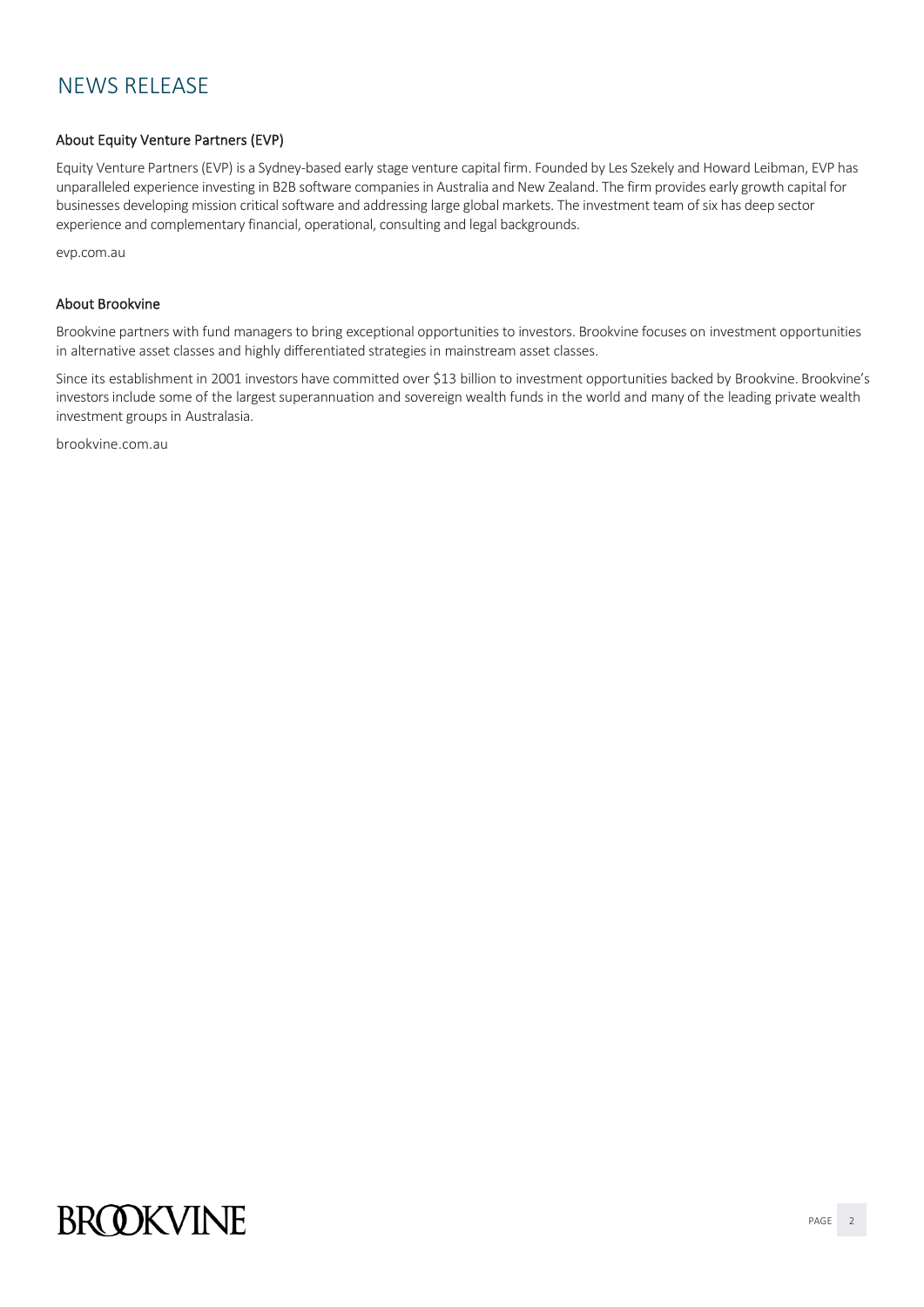## About Equity Venture Partners (EVP)

Equity Venture Partners (EVP) is a Sydney-based early stage venture capital firm. Founded by Les Szekely and Howard Leibman, EVP has unparalleled experience investing in B2B software companies in Australia and New Zealand. The firm provides early growth capital for businesses developing mission critical software and addressing large global markets. The investment team of six has deep sector experience and complementary financial, operational, consulting and legal backgrounds.

evp.com.au

## About Brookvine

Brookvine partners with fund managers to bring exceptional opportunities to investors. Brookvine focuses on investment opportunities in alternative asset classes and highly differentiated strategies in mainstream asset classes.

Since its establishment in 2001 investors have committed over $13 billion to investment opportunities backed by Brookvine. Brookvine's investors include some of the largest superannuation and sovereign wealth funds in the world and many of the leading private wealth investment groups in Australasia.

brookvine.com.au